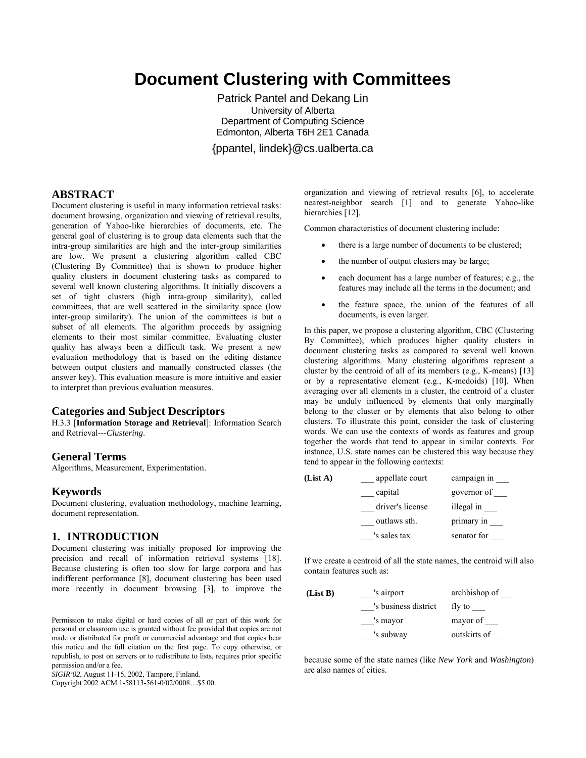# Document Clustering with Committees

Patrick Pantel and Dekang Lin
University of Alberta
Department of Computing Science
Edmonton, Alberta T6H 2E1 Canada
{ppantel, lindek}@cs.ualberta.ca

## ABSTRACT

Document clustering is useful in many information retrieval tasks: document browsing, organization and viewing of retrieval results, generation of Yahoo-like hierarchies of documents, etc. The general goal of clustering is to group data elements such that the intra-group similarities are high and the inter-group similarities are low. We present a clustering algorithm called CBC (Clustering By Committee) that is shown to produce higher quality clusters in document clustering tasks as compared to several well known clustering algorithms. It initially discovers a set of tight clusters (high intra-group similarity), called committees, that are well scattered in the similarity space (low inter-group similarity). The union of the committees is but a subset of all elements. The algorithm proceeds by assigning elements to their most similar committee. Evaluating cluster quality has always been a difficult task. We present a new evaluation methodology that is based on the editing distance between output clusters and manually constructed classes (the answer key). This evaluation measure is more intuitive and easier to interpret than previous evaluation measures.

### Categories and Subject Descriptors

H.3.3 [**Information Storage and Retrieval**]: Information Search and Retrieval---*Clustering*.

### General Terms

Algorithms, Measurement, Experimentation.

### Keywords

Document clustering, evaluation methodology, machine learning, document representation.

## 1. INTRODUCTION

Document clustering was initially proposed for improving the precision and recall of information retrieval systems [18]. Because clustering is often too slow for large corpora and has indifferent performance [8], document clustering has been used more recently in document browsing [3], to improve the organization and viewing of retrieval results [6], to accelerate nearest-neighbor search [1] and to generate Yahoo-like hierarchies [12].

Permission to make digital or hard copies of all or part of this work for personal or classroom use is granted without fee provided that copies are not made or distributed for profit or commercial advantage and that copies bear this notice and the full citation on the first page. To copy otherwise, or republish, to post on servers or to redistribute to lists, requires prior specific permission and/or a fee.
*SIGIR'02*, August 11-15, 2002, Tampere, Finland.
Copyright 2002 ACM 1-58113-561-0/02/0008…$5.00.

Common characteristics of document clustering include:

- there is a large number of documents to be clustered;
- the number of output clusters may be large;
- each document has a large number of features; e.g., the features may include all the terms in the document; and
- the feature space, the union of the features of all documents, is even larger.

In this paper, we propose a clustering algorithm, CBC (Clustering By Committee), which produces higher quality clusters in document clustering tasks as compared to several well known clustering algorithms. Many clustering algorithms represent a cluster by the centroid of all of its members (e.g., K-means) [13] or by a representative element (e.g., K-medoids) [10]. When averaging over all elements in a cluster, the centroid of a cluster may be unduly influenced by elements that only marginally belong to the cluster or by elements that also belong to other clusters. To illustrate this point, consider the task of clustering words. We can use the contexts of words as features and group together the words that tend to appear in similar contexts. For instance, U.S. state names can be clustered this way because they tend to appear in the following contexts:

| **(List A)** | ___ appellate court | campaign in ___ |
|---|---|---|
| | ___ capital | governor of ___ |
| | ___ driver's license | illegal in ___ |
| | ___ outlaws sth. | primary in ___ |
| | ___'s sales tax | senator for ___ |

If we create a centroid of all the state names, the centroid will also contain features such as:

| **(List B)** | ___'s airport | archbishop of ___ |
|---|---|---|
| | ___'s business district | fly to ___ |
| | ___'s mayor | mayor of ___ |
| | ___'s subway | outskirts of ___ |

because some of the state names (like *New York* and *Washington*) are also names of cities.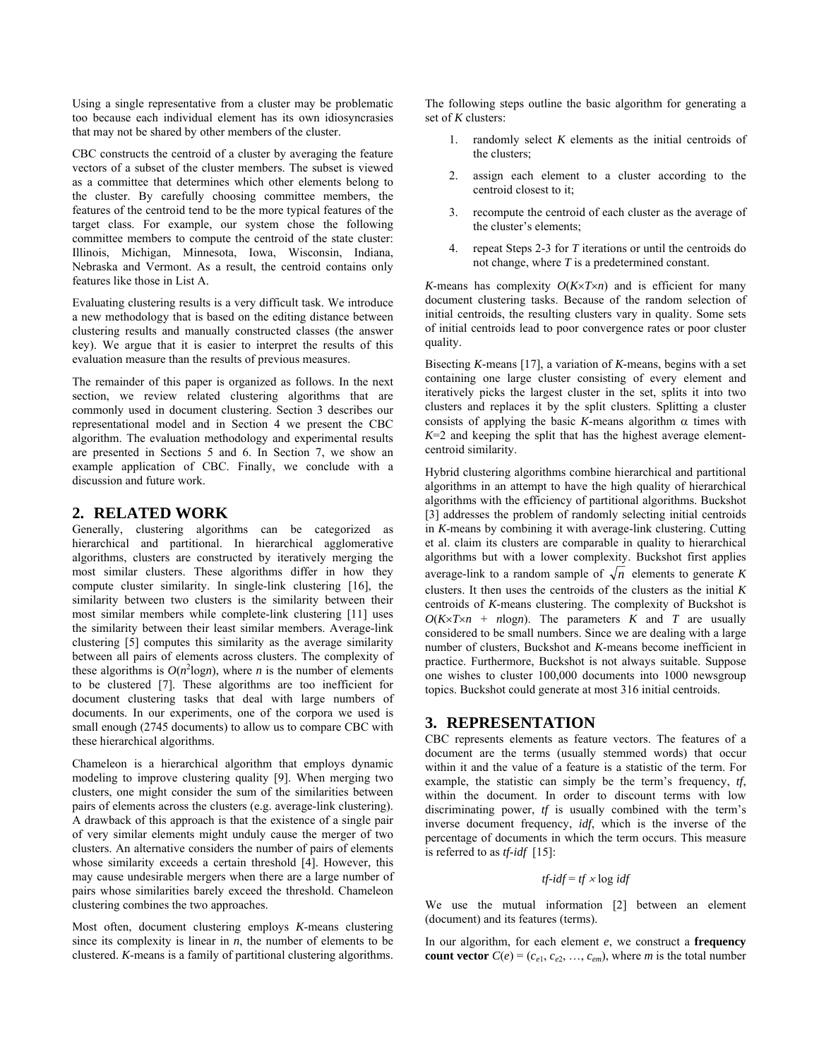Using a single representative from a cluster may be problematic too because each individual element has its own idiosyncrasies that may not be shared by other members of the cluster.

CBC constructs the centroid of a cluster by averaging the feature vectors of a subset of the cluster members. The subset is viewed as a committee that determines which other elements belong to the cluster. By carefully choosing committee members, the features of the centroid tend to be the more typical features of the target class. For example, our system chose the following committee members to compute the centroid of the state cluster: Illinois, Michigan, Minnesota, Iowa, Wisconsin, Indiana, Nebraska and Vermont. As a result, the centroid contains only features like those in List A.

Evaluating clustering results is a very difficult task. We introduce a new methodology that is based on the editing distance between clustering results and manually constructed classes (the answer key). We argue that it is easier to interpret the results of this evaluation measure than the results of previous measures.

The remainder of this paper is organized as follows. In the next section, we review related clustering algorithms that are commonly used in document clustering. Section 3 describes our representational model and in Section 4 we present the CBC algorithm. The evaluation methodology and experimental results are presented in Sections 5 and 6. In Section 7, we show an example application of CBC. Finally, we conclude with a discussion and future work.

## 2. RELATED WORK

Generally, clustering algorithms can be categorized as hierarchical and partitional. In hierarchical agglomerative algorithms, clusters are constructed by iteratively merging the most similar clusters. These algorithms differ in how they compute cluster similarity. In single-link clustering [16], the similarity between two clusters is the similarity between their most similar members while complete-link clustering [11] uses the similarity between their least similar members. Average-link clustering [5] computes this similarity as the average similarity between all pairs of elements across clusters. The complexity of these algorithms is $O(n^2\log n)$, where $n$ is the number of elements to be clustered [7]. These algorithms are too inefficient for document clustering tasks that deal with large numbers of documents. In our experiments, one of the corpora we used is small enough (2745 documents) to allow us to compare CBC with these hierarchical algorithms.

Chameleon is a hierarchical algorithm that employs dynamic modeling to improve clustering quality [9]. When merging two clusters, one might consider the sum of the similarities between pairs of elements across the clusters (e.g. average-link clustering). A drawback of this approach is that the existence of a single pair of very similar elements might unduly cause the merger of two clusters. An alternative considers the number of pairs of elements whose similarity exceeds a certain threshold [4]. However, this may cause undesirable mergers when there are a large number of pairs whose similarities barely exceed the threshold. Chameleon clustering combines the two approaches.

Most often, document clustering employs *K*-means clustering since its complexity is linear in $n$, the number of elements to be clustered. *K*-means is a family of partitional clustering algorithms. The following steps outline the basic algorithm for generating a set of $K$ clusters:

1. randomly select $K$ elements as the initial centroids of the clusters;
2. assign each element to a cluster according to the centroid closest to it;
3. recompute the centroid of each cluster as the average of the cluster's elements;
4. repeat Steps 2-3 for $T$ iterations or until the centroids do not change, where $T$ is a predetermined constant.

*K*-means has complexity $O(K \times T \times n)$ and is efficient for many document clustering tasks. Because of the random selection of initial centroids, the resulting clusters vary in quality. Some sets of initial centroids lead to poor convergence rates or poor cluster quality.

Bisecting *K*-means [17], a variation of *K*-means, begins with a set containing one large cluster consisting of every element and iteratively picks the largest cluster in the set, splits it into two clusters and replaces it by the split clusters. Splitting a cluster consists of applying the basic *K*-means algorithm $\alpha$ times with $K$=2 and keeping the split that has the highest average element-centroid similarity.

Hybrid clustering algorithms combine hierarchical and partitional algorithms in an attempt to have the high quality of hierarchical algorithms with the efficiency of partitional algorithms. Buckshot [3] addresses the problem of randomly selecting initial centroids in *K*-means by combining it with average-link clustering. Cutting et al. claim its clusters are comparable in quality to hierarchical algorithms but with a lower complexity. Buckshot first applies average-link to a random sample of $\sqrt{n}$ elements to generate $K$ clusters. It then uses the centroids of the clusters as the initial $K$ centroids of *K*-means clustering. The complexity of Buckshot is $O(K \times T \times n + n\log n)$. The parameters $K$ and $T$ are usually considered to be small numbers. Since we are dealing with a large number of clusters, Buckshot and *K*-means become inefficient in practice. Furthermore, Buckshot is not always suitable. Suppose one wishes to cluster 100,000 documents into 1000 newsgroup topics. Buckshot could generate at most 316 initial centroids.

## 3. REPRESENTATION

CBC represents elements as feature vectors. The features of a document are the terms (usually stemmed words) that occur within it and the value of a feature is a statistic of the term. For example, the statistic can simply be the term's frequency, *tf*, within the document. In order to discount terms with low discriminating power, *tf* is usually combined with the term's inverse document frequency, *idf*, which is the inverse of the percentage of documents in which the term occurs. This measure is referred to as *tf-idf* [15]:

$$tf\text{-}idf = tf \times \log idf$$

We use the mutual information [2] between an element (document) and its features (terms).

In our algorithm, for each element $e$, we construct a **frequency count vector** $C(e) = (c_{e1}, c_{e2}, \ldots, c_{em})$, where $m$ is the total number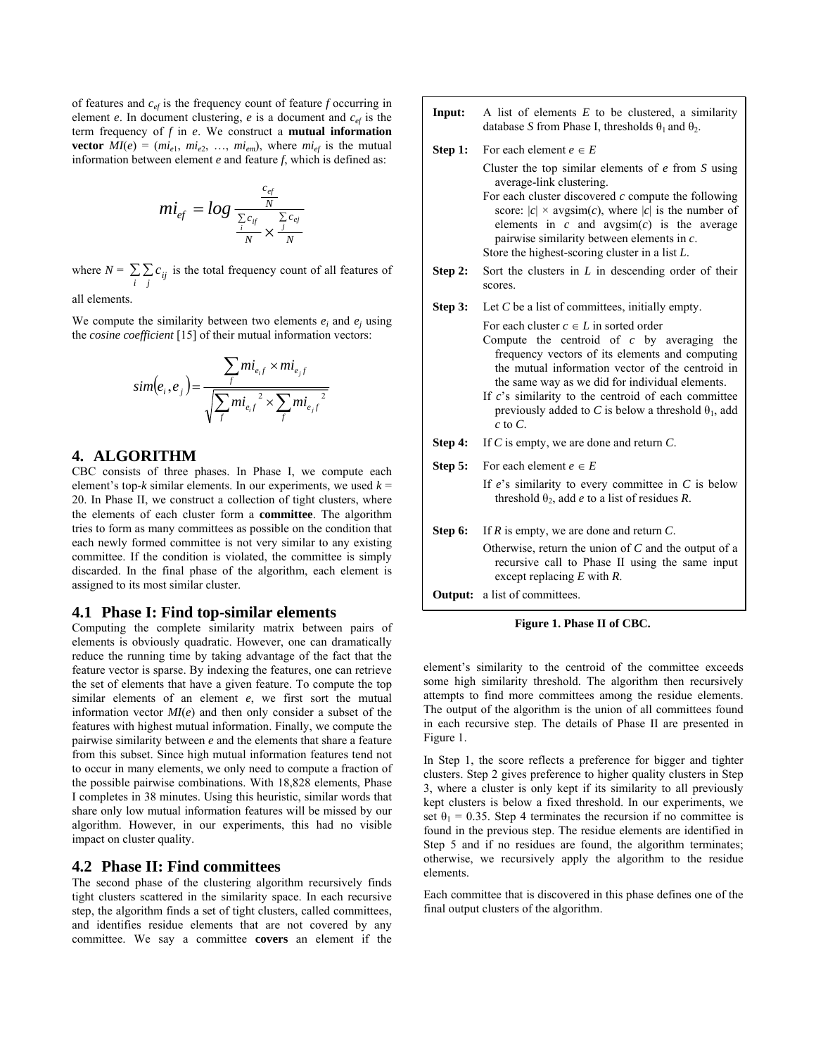of features and $c_{ef}$ is the frequency count of feature $f$ occurring in element $e$. In document clustering, $e$ is a document and $c_{ef}$ is the term frequency of $f$ in $e$. We construct a **mutual information vector** $MI(e) = (mi_{e1}, mi_{e2}, \ldots, mi_{em})$, where $mi_{ef}$ is the mutual information between element $e$ and feature $f$, which is defined as:

$$mi_{ef} = log \frac{\frac{c_{ef}}{N}}{\frac{\sum_i c_{if}}{N} \times \frac{\sum_j c_{ej}}{N}}$$

where $N = \sum_i \sum_j c_{ij}$ is the total frequency count of all features of all elements.

We compute the similarity between two elements $e_i$ and $e_j$ using the *cosine coefficient* [15] of their mutual information vectors:

$$sim(e_i, e_j) = \frac{\sum_f mi_{e_i f} \times mi_{e_j f}}{\sqrt{\sum_f mi_{e_i f}^2 \times \sum_f mi_{e_j f}^2}}$$

## 4. ALGORITHM

CBC consists of three phases. In Phase I, we compute each element's top-$k$ similar elements. In our experiments, we used $k$ = 20. In Phase II, we construct a collection of tight clusters, where the elements of each cluster form a **committee**. The algorithm tries to form as many committees as possible on the condition that each newly formed committee is not very similar to any existing committee. If the condition is violated, the committee is simply discarded. In the final phase of the algorithm, each element is assigned to its most similar cluster.

### 4.1 Phase I: Find top-similar elements

Computing the complete similarity matrix between pairs of elements is obviously quadratic. However, one can dramatically reduce the running time by taking advantage of the fact that the feature vector is sparse. By indexing the features, one can retrieve the set of elements that have a given feature. To compute the top similar elements of an element $e$, we first sort the mutual information vector $MI(e)$ and then only consider a subset of the features with highest mutual information. Finally, we compute the pairwise similarity between $e$ and the elements that share a feature from this subset. Since high mutual information features tend not to occur in many elements, we only need to compute a fraction of the possible pairwise combinations. With 18,828 elements, Phase I completes in 38 minutes. Using this heuristic, similar words that share only low mutual information features will be missed by our algorithm. However, in our experiments, this had no visible impact on cluster quality.

### 4.2 Phase II: Find committees

The second phase of the clustering algorithm recursively finds tight clusters scattered in the similarity space. In each recursive step, the algorithm finds a set of tight clusters, called committees, and identifies residue elements that are not covered by any committee. We say a committee **covers** an element if the element's similarity to the centroid of the committee exceeds some high similarity threshold. The algorithm then recursively attempts to find more committees among the residue elements. The output of the algorithm is the union of all committees found in each recursive step. The details of Phase II are presented in Figure 1.

**Input:** A list of elements $E$ to be clustered, a similarity database $S$ from Phase I, thresholds $\theta_1$ and $\theta_2$.

**Step 1:** For each element $e \in E$

- Cluster the top similar elements of $e$ from $S$ using average-link clustering.
- For each cluster discovered $c$ compute the following score: $|c| \times \text{avgsim}(c)$, where $|c|$ is the number of elements in $c$ and avgsim($c$) is the average pairwise similarity between elements in $c$.
- Store the highest-scoring cluster in a list $L$.

**Step 2:** Sort the clusters in $L$ in descending order of their scores.

**Step 3:** Let $C$ be a list of committees, initially empty.

- For each cluster $c \in L$ in sorted order
- Compute the centroid of $c$ by averaging the frequency vectors of its elements and computing the mutual information vector of the centroid in the same way as we did for individual elements.
- If $c$'s similarity to the centroid of each committee previously added to $C$ is below a threshold $\theta_1$, add $c$ to $C$.

**Step 4:** If $C$ is empty, we are done and return $C$.

**Step 5:** For each element $e \in E$

- If $e$'s similarity to every committee in $C$ is below threshold $\theta_2$, add $e$ to a list of residues $R$.

**Step 6:** If $R$ is empty, we are done and return $C$.

- Otherwise, return the union of $C$ and the output of a recursive call to Phase II using the same input except replacing $E$ with $R$.

**Output:** a list of committees.

**Figure 1. Phase II of CBC.**

In Step 1, the score reflects a preference for bigger and tighter clusters. Step 2 gives preference to higher quality clusters in Step 3, where a cluster is only kept if its similarity to all previously kept clusters is below a fixed threshold. In our experiments, we set $\theta_1 = 0.35$. Step 4 terminates the recursion if no committee is found in the previous step. The residue elements are identified in Step 5 and if no residues are found, the algorithm terminates; otherwise, we recursively apply the algorithm to the residue elements.

Each committee that is discovered in this phase defines one of the final output clusters of the algorithm.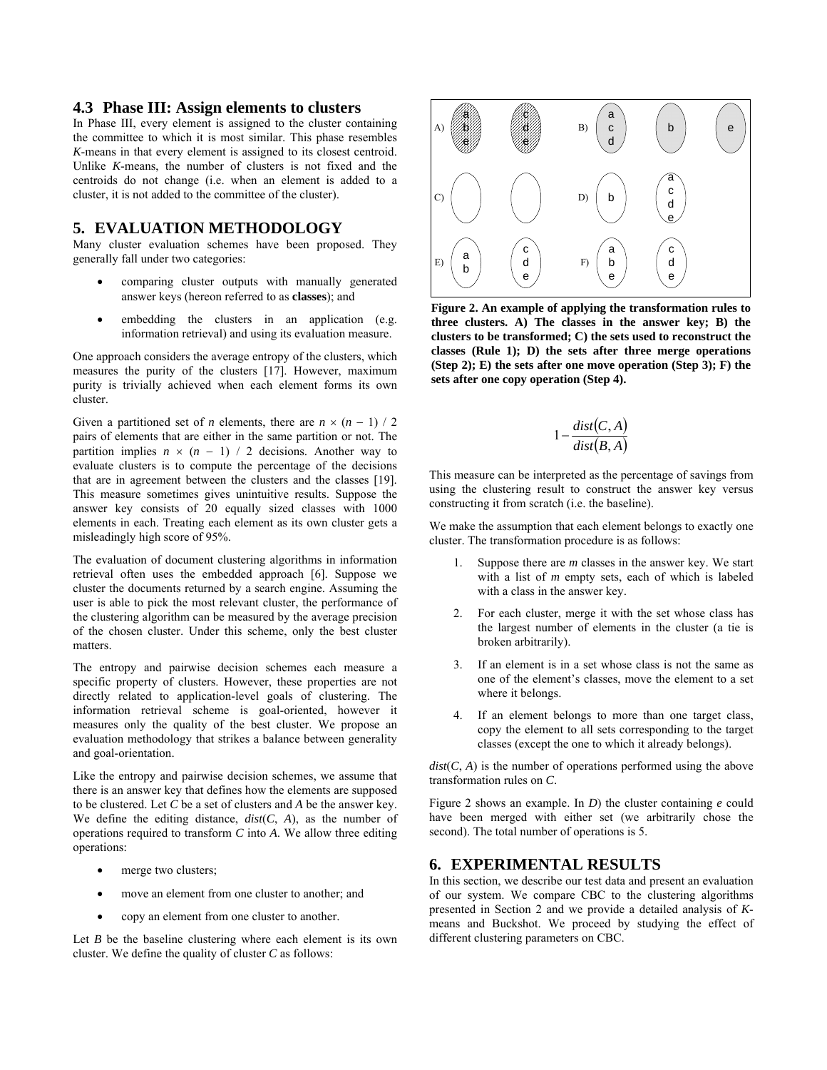## 4.3 Phase III: Assign elements to clusters

In Phase III, every element is assigned to the cluster containing the committee to which it is most similar. This phase resembles *K*-means in that every element is assigned to its closest centroid. Unlike *K*-means, the number of clusters is not fixed and the centroids do not change (i.e. when an element is added to a cluster, it is not added to the committee of the cluster).

# 5. EVALUATION METHODOLOGY

Many cluster evaluation schemes have been proposed. They generally fall under two categories:

- comparing cluster outputs with manually generated answer keys (hereon referred to as **classes**); and
- embedding the clusters in an application (e.g. information retrieval) and using its evaluation measure.

One approach considers the average entropy of the clusters, which measures the purity of the clusters [17]. However, maximum purity is trivially achieved when each element forms its own cluster.

Given a partitioned set of $n$ elements, there are $n \times (n - 1) / 2$ pairs of elements that are either in the same partition or not. The partition implies $n \times (n - 1) / 2$ decisions. Another way to evaluate clusters is to compute the percentage of the decisions that are in agreement between the clusters and the classes [19]. This measure sometimes gives unintuitive results. Suppose the answer key consists of 20 equally sized classes with 1000 elements in each. Treating each element as its own cluster gets a misleadingly high score of 95%.

The evaluation of document clustering algorithms in information retrieval often uses the embedded approach [6]. Suppose we cluster the documents returned by a search engine. Assuming the user is able to pick the most relevant cluster, the performance of the clustering algorithm can be measured by the average precision of the chosen cluster. Under this scheme, only the best cluster matters.

The entropy and pairwise decision schemes each measure a specific property of clusters. However, these properties are not directly related to application-level goals of clustering. The information retrieval scheme is goal-oriented, however it measures only the quality of the best cluster. We propose an evaluation methodology that strikes a balance between generality and goal-orientation.

Like the entropy and pairwise decision schemes, we assume that there is an answer key that defines how the elements are supposed to be clustered. Let $C$ be a set of clusters and $A$ be the answer key. We define the editing distance, $dist(C, A)$, as the number of operations required to transform $C$ into $A$. We allow three editing operations:

- merge two clusters;
- move an element from one cluster to another; and
- copy an element from one cluster to another.

Let $B$ be the baseline clustering where each element is its own cluster. We define the quality of cluster $C$ as follows:

A)
a
b
e
c
d
e
B)
a
c
d
b
e
C)
D)
b
a
c
d
e
E)
a
b
c
d
e
F)
a
b
e
c
d
e

**Figure 2. An example of applying the transformation rules to three clusters. A) The classes in the answer key; B) the clusters to be transformed; C) the sets used to reconstruct the classes (Rule 1); D) the sets after three merge operations (Step 2); E) the sets after one move operation (Step 3); F) the sets after one copy operation (Step 4).**

$$1 - \frac{dist(C, A)}{dist(B, A)}$$

This measure can be interpreted as the percentage of savings from using the clustering result to construct the answer key versus constructing it from scratch (i.e. the baseline).

We make the assumption that each element belongs to exactly one cluster. The transformation procedure is as follows:

1. Suppose there are $m$ classes in the answer key. We start with a list of $m$ empty sets, each of which is labeled with a class in the answer key.
2. For each cluster, merge it with the set whose class has the largest number of elements in the cluster (a tie is broken arbitrarily).
3. If an element is in a set whose class is not the same as one of the element's classes, move the element to a set where it belongs.
4. If an element belongs to more than one target class, copy the element to all sets corresponding to the target classes (except the one to which it already belongs).

$dist(C, A)$ is the number of operations performed using the above transformation rules on $C$.

Figure 2 shows an example. In $D$) the cluster containing $e$ could have been merged with either set (we arbitrarily chose the second). The total number of operations is 5.

# 6. EXPERIMENTAL RESULTS

In this section, we describe our test data and present an evaluation of our system. We compare CBC to the clustering algorithms presented in Section 2 and we provide a detailed analysis of *K*-means and Buckshot. We proceed by studying the effect of different clustering parameters on CBC.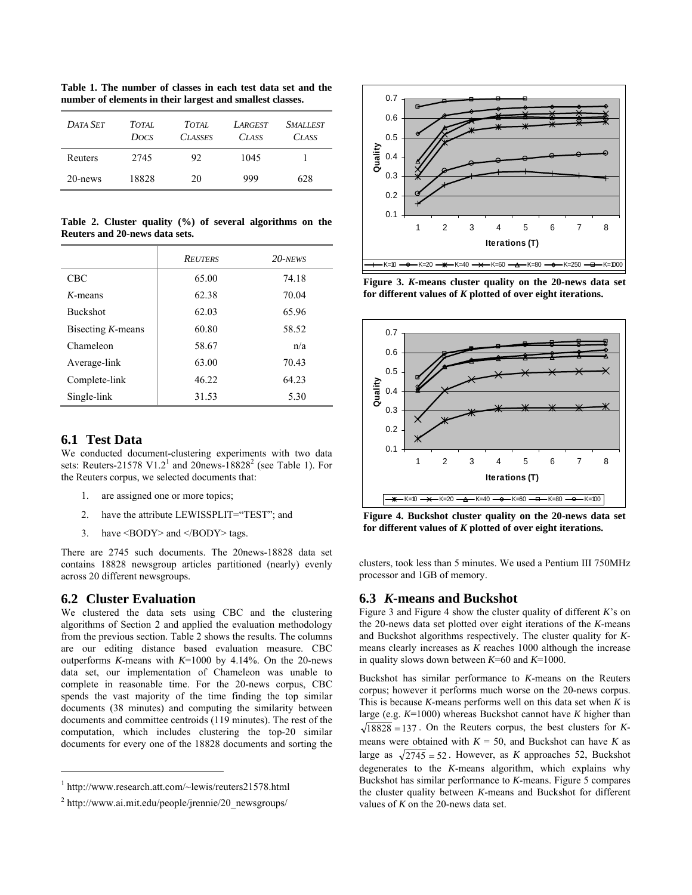**Table 1. The number of classes in each test data set and the number of elements in their largest and smallest classes.**

| *DATA SET* | *TOTAL DOCS* | *TOTAL CLASSES* | *LARGEST CLASS* | *SMALLEST CLASS* |
|---|---|---|---|---|
| Reuters | 2745 | 92 | 1045 | 1 |
| 20-news | 18828 | 20 | 999 | 628 |

**Table 2. Cluster quality (%) of several algorithms on the Reuters and 20-news data sets.**

| | *REUTERS* | *20-NEWS* |
|---|---|---|
| CBC | 65.00 | 74.18 |
| *K*-means | 62.38 | 70.04 |
| Buckshot | 62.03 | 65.96 |
| Bisecting *K*-means | 60.80 | 58.52 |
| Chameleon | 58.67 | n/a |
| Average-link | 63.00 | 70.43 |
| Complete-link | 46.22 | 64.23 |
| Single-link | 31.53 | 5.30 |

## 6.1 Test Data

We conducted document-clustering experiments with two data sets: Reuters-21578 V1.2[1] and 20news-18828[2] (see Table 1). For the Reuters corpus, we selected documents that:

1. are assigned one or more topics;
2. have the attribute LEWISSPLIT="TEST"; and
3. have <BODY> and </BODY> tags.

There are 2745 such documents. The 20news-18828 data set contains 18828 newsgroup articles partitioned (nearly) evenly across 20 different newsgroups.

## 6.2 Cluster Evaluation

We clustered the data sets using CBC and the clustering algorithms of Section 2 and applied the evaluation methodology from the previous section. Table 2 shows the results. The columns are our editing distance based evaluation measure. CBC outperforms *K*-means with *K*=1000 by 4.14%. On the 20-news data set, our implementation of Chameleon was unable to complete in reasonable time. For the 20-news corpus, CBC spends the vast majority of the time finding the top similar documents (38 minutes) and computing the similarity between documents and committee centroids (119 minutes). The rest of the computation, which includes clustering the top-20 similar documents for every one of the 18828 documents and sorting the clusters, took less than 5 minutes. We used a Pentium III 750MHz processor and 1GB of memory.

[1] http://www.research.att.com/~lewis/reuters21578.html

[2] http://www.ai.mit.edu/people/jrennie/20_newsgroups/

**Figure 3.** ***K*-means cluster quality on the 20-news data set for different values of *K* plotted of over eight iterations.**

**Figure 4. Buckshot cluster quality on the 20-news data set for different values of *K* plotted of over eight iterations.**

## 6.3 *K*-means and Buckshot

Figure 3 and Figure 4 show the cluster quality of different *K*'s on the 20-news data set plotted over eight iterations of the *K*-means and Buckshot algorithms respectively. The cluster quality for *K*-means clearly increases as *K* reaches 1000 although the increase in quality slows down between *K*=60 and *K*=1000.

Buckshot has similar performance to *K*-means on the Reuters corpus; however it performs much worse on the 20-news corpus. This is because *K*-means performs well on this data set when *K* is large (e.g. *K*=1000) whereas Buckshot cannot have *K* higher than $\sqrt{18828} = 137$. On the Reuters corpus, the best clusters for *K*-means were obtained with $K = 50$, and Buckshot can have *K* as large as $\sqrt{2745} = 52$. However, as *K* approaches 52, Buckshot degenerates to the *K*-means algorithm, which explains why Buckshot has similar performance to *K*-means. Figure 5 compares the cluster quality between *K*-means and Buckshot for different values of *K* on the 20-news data set.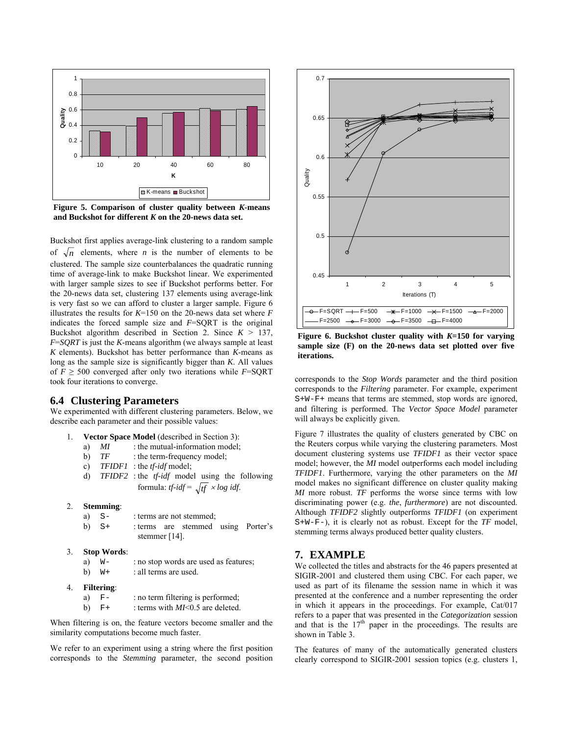Figure 5. Comparison of cluster quality between *K*-means and Buckshot for different *K* on the 20-news data set.

Buckshot first applies average-link clustering to a random sample of $\sqrt{n}$ elements, where *n* is the number of elements to be clustered. The sample size counterbalances the quadratic running time of average-link to make Buckshot linear. We experimented with larger sample sizes to see if Buckshot performs better. For the 20-news data set, clustering 137 elements using average-link is very fast so we can afford to cluster a larger sample. Figure 6 illustrates the results for *K*=150 on the 20-news data set where *F* indicates the forced sample size and *F*=SQRT is the original Buckshot algorithm described in Section 2. Since $K > 137$, *F=SQRT* is just the *K*-means algorithm (we always sample at least *K* elements). Buckshot has better performance than *K*-means as long as the sample size is significantly bigger than *K*. All values of $F \geq 500$ converged after only two iterations while *F*=SQRT took four iterations to converge.

## 6.4 Clustering Parameters

We experimented with different clustering parameters. Below, we describe each parameter and their possible values:

1. **Vector Space Model** (described in Section 3):
   a) *MI* : the mutual-information model;
   b) *TF* : the term-frequency model;
   c) *TFIDF1* : the *tf-idf* model;
   d) *TFIDF2* : the *tf-idf* model using the following formula: $tf\text{-}idf = \sqrt{tf} \times \log idf$.

2. **Stemming**:
   a) `S-` : terms are not stemmed;
   b) `S+` : terms are stemmed using Porter's stemmer [14].

3. **Stop Words**:
   a) `W-` : no stop words are used as features;
   b) `W+` : all terms are used.

4. **Filtering**:
   a) `F-` : no term filtering is performed;
   b) `F+` : terms with *MI*<0.5 are deleted.

When filtering is on, the feature vectors become smaller and the similarity computations become much faster.

We refer to an experiment using a string where the first position corresponds to the *Stemming* parameter, the second position corresponds to the *Stop Words* parameter and the third position corresponds to the *Filtering* parameter. For example, experiment `S+W-F+` means that terms are stemmed, stop words are ignored, and filtering is performed. The *Vector Space Model* parameter will always be explicitly given.

Figure 6. Buckshot cluster quality with *K*=150 for varying sample size (F) on the 20-news data set plotted over five iterations.

Figure 7 illustrates the quality of clusters generated by CBC on the Reuters corpus while varying the clustering parameters. Most document clustering systems use *TFIDF1* as their vector space model; however, the *MI* model outperforms each model including *TFIDF1*. Furthermore, varying the other parameters on the *MI* model makes no significant difference on cluster quality making *MI* more robust. *TF* performs the worse since terms with low discriminating power (e.g. *the*, *furthermore*) are not discounted. Although *TFIDF2* slightly outperforms *TFIDF1* (on experiment `S+W-F-`), it is clearly not as robust. Except for the *TF* model, stemming terms always produced better quality clusters.

## 7. EXAMPLE

We collected the titles and abstracts for the 46 papers presented at SIGIR-2001 and clustered them using CBC. For each paper, we used as part of its filename the session name in which it was presented at the conference and a number representing the order in which it appears in the proceedings. For example, Cat/017 refers to a paper that was presented in the *Categorization* session and that is the 17th paper in the proceedings. The results are shown in Table 3.

The features of many of the automatically generated clusters clearly correspond to SIGIR-2001 session topics (e.g. clusters 1,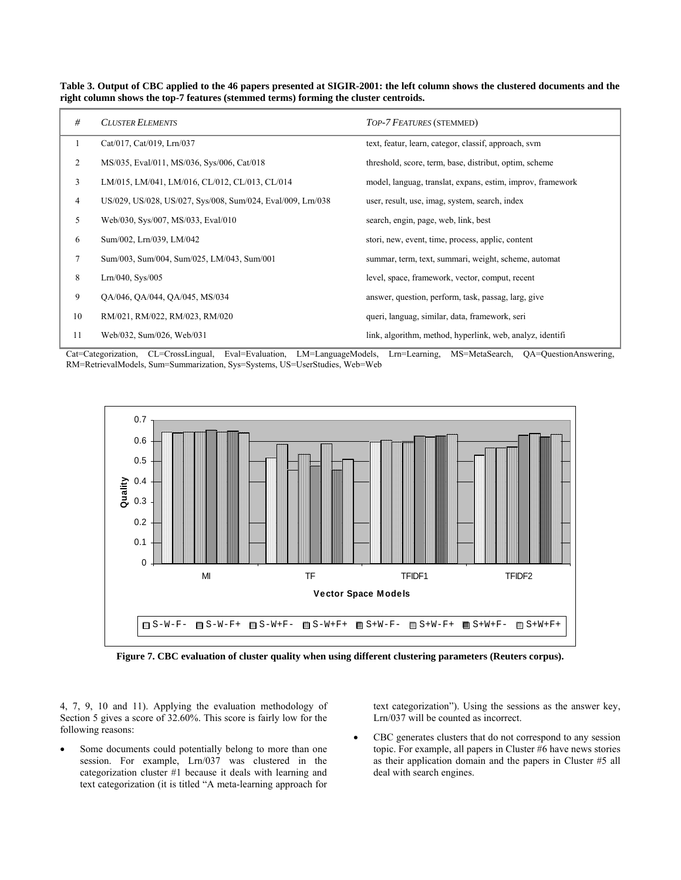**Table 3. Output of CBC applied to the 46 papers presented at SIGIR-2001: the left column shows the clustered documents and the right column shows the top-7 features (stemmed terms) forming the cluster centroids.**

| # | *Cluster Elements* | *Top-7 Features* (stemmed) |
|---|---|---|
| 1 | Cat/017, Cat/019, Lrn/037 | text, featur, learn, categor, classif, approach, svm |
| 2 | MS/035, Eval/011, MS/036, Sys/006, Cat/018 | threshold, score, term, base, distribut, optim, scheme |
| 3 | LM/015, LM/041, LM/016, CL/012, CL/013, CL/014 | model, languag, translat, expans, estim, improv, framework |
| 4 | US/029, US/028, US/027, Sys/008, Sum/024, Eval/009, Lrn/038 | user, result, use, imag, system, search, index |
| 5 | Web/030, Sys/007, MS/033, Eval/010 | search, engin, page, web, link, best |
| 6 | Sum/002, Lrn/039, LM/042 | stori, new, event, time, process, applic, content |
| 7 | Sum/003, Sum/004, Sum/025, LM/043, Sum/001 | summar, term, text, summari, weight, scheme, automat |
| 8 | Lrn/040, Sys/005 | level, space, framework, vector, comput, recent |
| 9 | QA/046, QA/044, QA/045, MS/034 | answer, question, perform, task, passag, larg, give |
| 10 | RM/021, RM/022, RM/023, RM/020 | queri, languag, similar, data, framework, seri |
| 11 | Web/032, Sum/026, Web/031 | link, algorithm, method, hyperlink, web, analyz, identifi |

Cat=Categorization, CL=CrossLingual, Eval=Evaluation, LM=LanguageModels, Lrn=Learning, MS=MetaSearch, QA=QuestionAnswering, RM=RetrievalModels, Sum=Summarization, Sys=Systems, US=UserStudies, Web=Web

**Figure 7. CBC evaluation of cluster quality when using different clustering parameters (Reuters corpus).**

4, 7, 9, 10 and 11). Applying the evaluation methodology of Section 5 gives a score of 32.60%. This score is fairly low for the following reasons:

- Some documents could potentially belong to more than one session. For example, Lrn/037 was clustered in the categorization cluster #1 because it deals with learning and text categorization (it is titled "A meta-learning approach for text categorization"). Using the sessions as the answer key, Lrn/037 will be counted as incorrect.
- CBC generates clusters that do not correspond to any session topic. For example, all papers in Cluster #6 have news stories as their application domain and the papers in Cluster #5 all deal with search engines.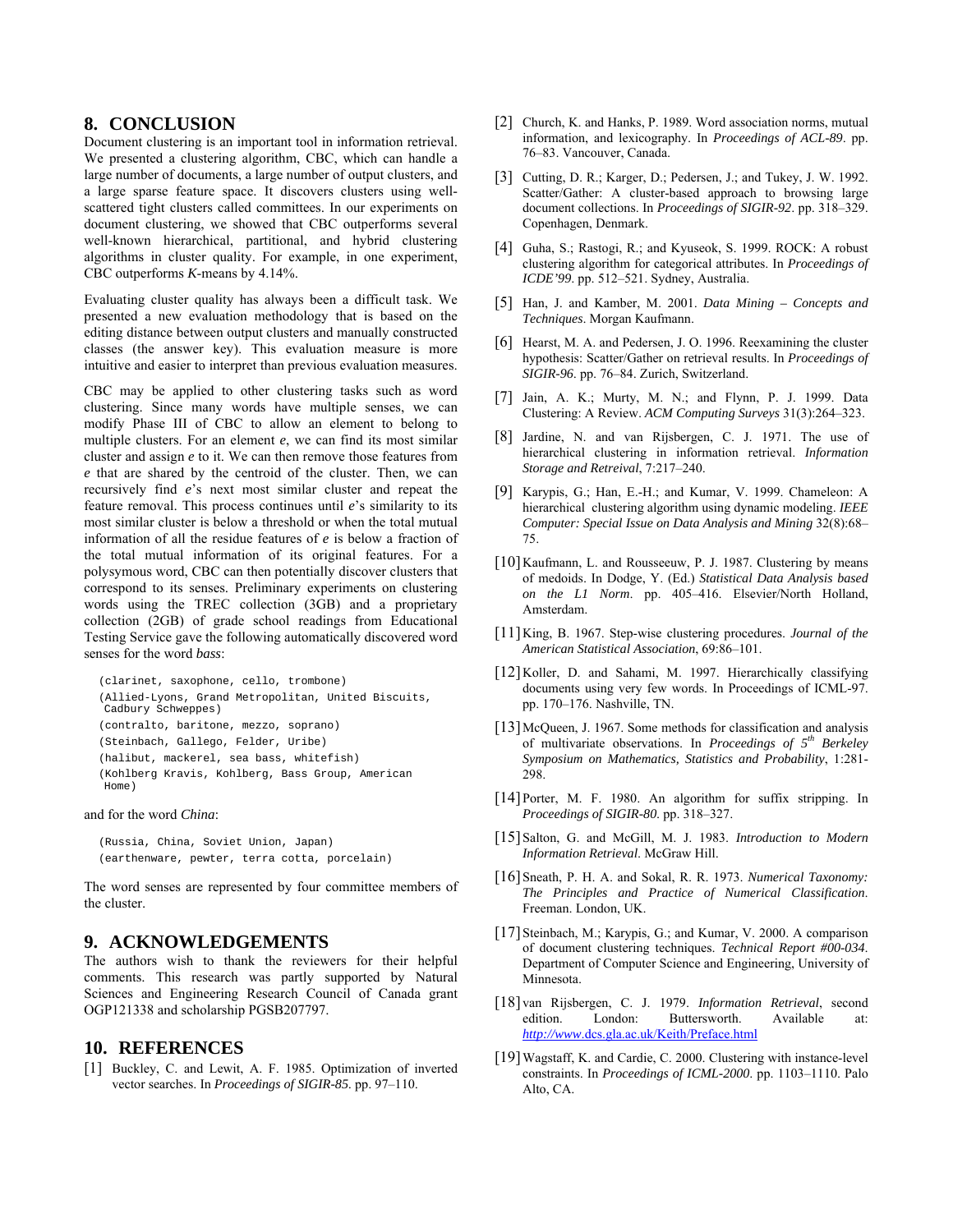## 8. CONCLUSION

Document clustering is an important tool in information retrieval. We presented a clustering algorithm, CBC, which can handle a large number of documents, a large number of output clusters, and a large sparse feature space. It discovers clusters using well-scattered tight clusters called committees. In our experiments on document clustering, we showed that CBC outperforms several well-known hierarchical, partitional, and hybrid clustering algorithms in cluster quality. For example, in one experiment, CBC outperforms *K*-means by 4.14%.

Evaluating cluster quality has always been a difficult task. We presented a new evaluation methodology that is based on the editing distance between output clusters and manually constructed classes (the answer key). This evaluation measure is more intuitive and easier to interpret than previous evaluation measures.

CBC may be applied to other clustering tasks such as word clustering. Since many words have multiple senses, we can modify Phase III of CBC to allow an element to belong to multiple clusters. For an element *e*, we can find its most similar cluster and assign *e* to it. We can then remove those features from *e* that are shared by the centroid of the cluster. Then, we can recursively find *e*'s next most similar cluster and repeat the feature removal. This process continues until *e*'s similarity to its most similar cluster is below a threshold or when the total mutual information of all the residue features of *e* is below a fraction of the total mutual information of its original features. For a polysymous word, CBC can then potentially discover clusters that correspond to its senses. Preliminary experiments on clustering words using the TREC collection (3GB) and a proprietary collection (2GB) of grade school readings from Educational Testing Service gave the following automatically discovered word senses for the word *bass*:

```
(clarinet, saxophone, cello, trombone)
(Allied-Lyons, Grand Metropolitan, United Biscuits,
 Cadbury Schweppes)
(contralto, baritone, mezzo, soprano)
(Steinbach, Gallego, Felder, Uribe)
(halibut, mackerel, sea bass, whitefish)
(Kohlberg Kravis, Kohlberg, Bass Group, American
 Home)
```

and for the word *China*:

```
(Russia, China, Soviet Union, Japan)
(earthenware, pewter, terra cotta, porcelain)
```

The word senses are represented by four committee members of the cluster.

## 9. ACKNOWLEDGEMENTS

The authors wish to thank the reviewers for their helpful comments. This research was partly supported by Natural Sciences and Engineering Research Council of Canada grant OGP121338 and scholarship PGSB207797.

## 10. REFERENCES

[1] Buckley, C. and Lewit, A. F. 1985. Optimization of inverted vector searches. In *Proceedings of SIGIR-85.* pp. 97–110.

[2] Church, K. and Hanks, P. 1989. Word association norms, mutual information, and lexicography. In *Proceedings of ACL-89*. pp. 76–83. Vancouver, Canada.

[3] Cutting, D. R.; Karger, D.; Pedersen, J.; and Tukey, J. W. 1992. Scatter/Gather: A cluster-based approach to browsing large document collections. In *Proceedings of SIGIR-92*. pp. 318–329. Copenhagen, Denmark.

[4] Guha, S.; Rastogi, R.; and Kyuseok, S. 1999. ROCK: A robust clustering algorithm for categorical attributes. In *Proceedings of ICDE'99*. pp. 512–521. Sydney, Australia.

[5] Han, J. and Kamber, M. 2001. *Data Mining – Concepts and Techniques*. Morgan Kaufmann.

[6] Hearst, M. A. and Pedersen, J. O. 1996. Reexamining the cluster hypothesis: Scatter/Gather on retrieval results. In *Proceedings of SIGIR-96*. pp. 76–84. Zurich, Switzerland.

[7] Jain, A. K.; Murty, M. N.; and Flynn, P. J. 1999. Data Clustering: A Review. *ACM Computing Surveys* 31(3):264–323.

[8] Jardine, N. and van Rijsbergen, C. J. 1971. The use of hierarchical clustering in information retrieval. *Information Storage and Retreival*, 7:217–240.

[9] Karypis, G.; Han, E.-H.; and Kumar, V. 1999. Chameleon: A hierarchical clustering algorithm using dynamic modeling. *IEEE Computer: Special Issue on Data Analysis and Mining* 32(8):68–75.

[10] Kaufmann, L. and Rousseeuw, P. J. 1987. Clustering by means of medoids. In Dodge, Y. (Ed.) *Statistical Data Analysis based on the L1 Norm*. pp. 405–416. Elsevier/North Holland, Amsterdam.

[11] King, B. 1967. Step-wise clustering procedures. *Journal of the American Statistical Association*, 69:86–101.

[12] Koller, D. and Sahami, M. 1997. Hierarchically classifying documents using very few words. In Proceedings of ICML-97. pp. 170–176. Nashville, TN.

[13] McQueen, J. 1967. Some methods for classification and analysis of multivariate observations. In *Proceedings of 5th Berkeley Symposium on Mathematics, Statistics and Probability*, 1:281-298.

[14] Porter, M. F. 1980. An algorithm for suffix stripping. In *Proceedings of SIGIR-80.* pp. 318–327.

[15] Salton, G. and McGill, M. J. 1983. *Introduction to Modern Information Retrieval*. McGraw Hill.

[16] Sneath, P. H. A. and Sokal, R. R. 1973. *Numerical Taxonomy: The Principles and Practice of Numerical Classification*. Freeman. London, UK.

[17] Steinbach, M.; Karypis, G.; and Kumar, V. 2000. A comparison of document clustering techniques. *Technical Report #00-034*. Department of Computer Science and Engineering, University of Minnesota.

[18] van Rijsbergen, C. J. 1979. *Information Retrieval*, second edition. London: Buttersworth. Available at: http://www.dcs.gla.ac.uk/Keith/Preface.html

[19] Wagstaff, K. and Cardie, C. 2000. Clustering with instance-level constraints. In *Proceedings of ICML-2000*. pp. 1103–1110. Palo Alto, CA.